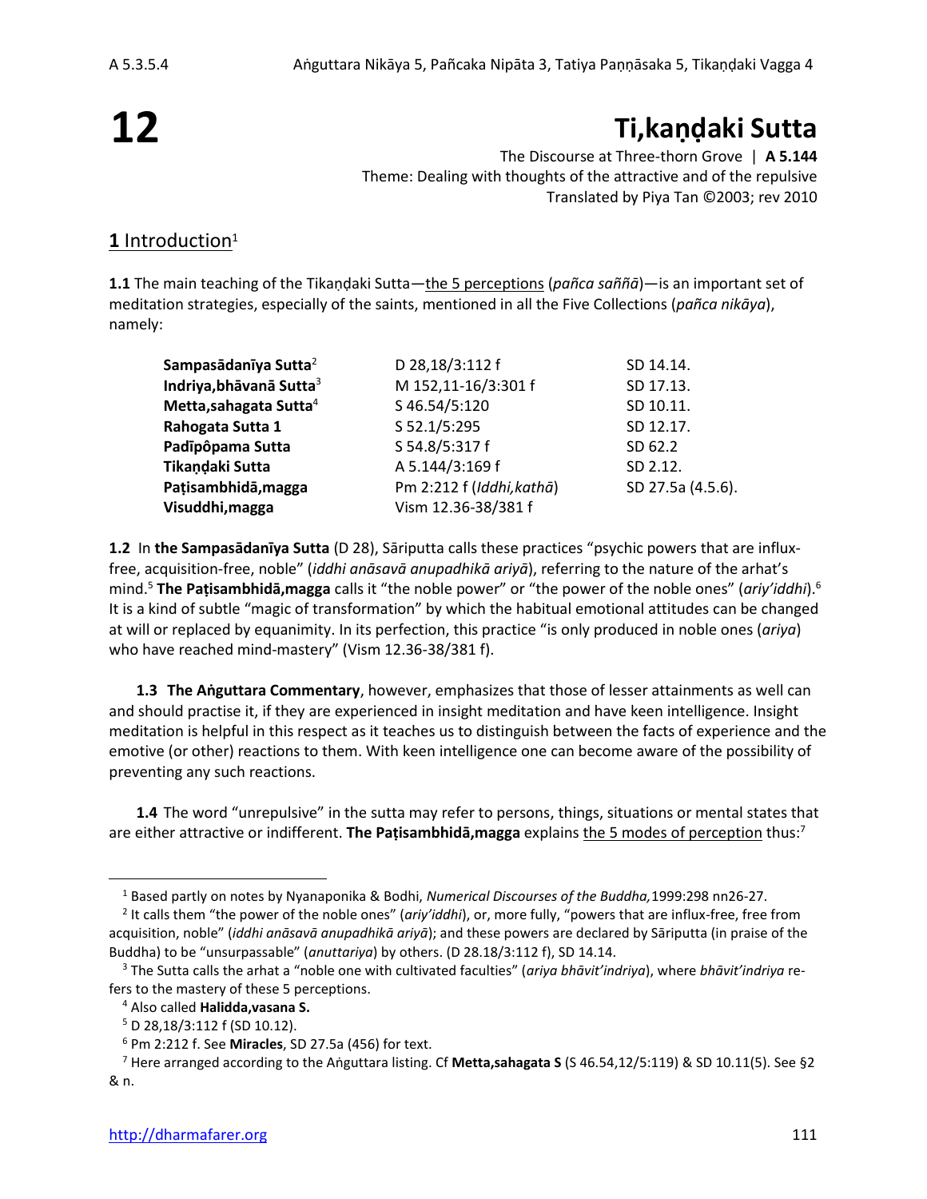# 12

# Ti,kaṇḍaki Sutta

The Discourse at Three-thorn Grove | **A 5.144**
Theme: Dealing with thoughts of the attractive and of the repulsive
Translated by Piya Tan ©2003; rev 2010

## 1 Introduction[1]

**1.1** The main teaching of the Tikaṇḍaki Sutta—the 5 perceptions (*pañca saññā*)—is an important set of meditation strategies, especially of the saints, mentioned in all the Five Collections (*pañca nikāya*), namely:

| | | |
|---|---|---|
| **Sampasādanīya Sutta**[2] | D 28,18/3:112 f | SD 14.14. |
| **Indriya,bhāvanā Sutta**[3] | M 152,11-16/3:301 f | SD 17.13. |
| **Metta,sahagata Sutta**[4] | S 46.54/5:120 | SD 10.11. |
| **Rahogata Sutta 1** | S 52.1/5:295 | SD 12.17. |
| **Padīpôpama Sutta** | S 54.8/5:317 f | SD 62.2 |
| **Tikaṇḍaki Sutta** | A 5.144/3:169 f | SD 2.12. |
| **Paṭisambhidā,magga** | Pm 2:212 f (*Iddhi,kathā*) | SD 27.5a (4.5.6). |
| **Visuddhi,magga** | Vism 12.36-38/381 f | |

**1.2** In **the Sampasādanīya Sutta** (D 28), Sāriputta calls these practices "psychic powers that are influx-free, acquisition-free, noble" (*iddhi anāsavā anupadhikā ariyā*), referring to the nature of the arhat's mind.[5] **The Paṭisambhidā,magga** calls it "the noble power" or "the power of the noble ones" (*ariy'iddhi*).[6] It is a kind of subtle "magic of transformation" by which the habitual emotional attitudes can be changed at will or replaced by equanimity. In its perfection, this practice "is only produced in noble ones (*ariya*) who have reached mind-mastery" (Vism 12.36-38/381 f).

**1.3** **The Aṅguttara Commentary**, however, emphasizes that those of lesser attainments as well can and should practise it, if they are experienced in insight meditation and have keen intelligence. Insight meditation is helpful in this respect as it teaches us to distinguish between the facts of experience and the emotive (or other) reactions to them. With keen intelligence one can become aware of the possibility of preventing any such reactions.

**1.4** The word "unrepulsive" in the sutta may refer to persons, things, situations or mental states that are either attractive or indifferent. **The Paṭisambhidā,magga** explains the 5 modes of perception thus:[7]

---

[1] Based partly on notes by Nyanaponika & Bodhi, *Numerical Discourses of the Buddha,*1999:298 nn26-27.

[2] It calls them "the power of the noble ones" (*ariy'iddhi*), or, more fully, "powers that are influx-free, free from acquisition, noble" (*iddhi anāsavā anupadhikā ariyā*); and these powers are declared by Sāriputta (in praise of the Buddha) to be "unsurpassable" (*anuttariya*) by others. (D 28.18/3:112 f), SD 14.14.

[3] The Sutta calls the arhat a "noble one with cultivated faculties" (*ariya bhāvit'indriya*), where *bhāvit'indriya* refers to the mastery of these 5 perceptions.

[4] Also called **Halidda,vasana S.**

[5] D 28,18/3:112 f (SD 10.12).

[6] Pm 2:212 f. See **Miracles**, SD 27.5a (456) for text.

[7] Here arranged according to the Aṅguttara listing. Cf **Metta,sahagata S** (S 46.54,12/5:119) & SD 10.11(5). See §2 & n.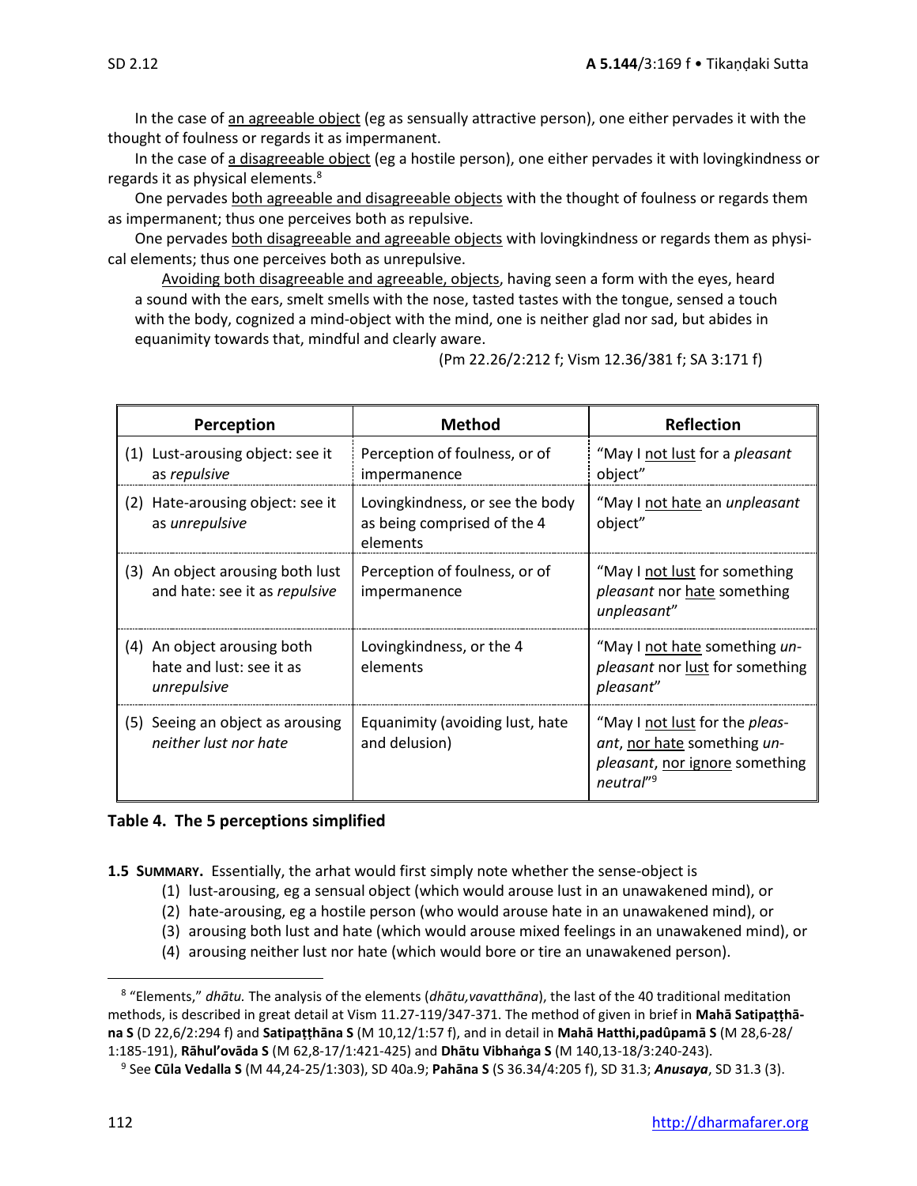In the case of <u>an agreeable object</u> (eg as sensually attractive person), one either pervades it with the thought of foulness or regards it as impermanent.

In the case of <u>a disagreeable object</u> (eg a hostile person), one either pervades it with lovingkindness or regards it as physical elements.[8]

One pervades <u>both agreeable and disagreeable objects</u> with the thought of foulness or regards them as impermanent; thus one perceives both as repulsive.

One pervades <u>both disagreeable and agreeable objects</u> with lovingkindness or regards them as physical elements; thus one perceives both as unrepulsive.

> <u>Avoiding both disagreeable and agreeable, objects</u>, having seen a form with the eyes, heard a sound with the ears, smelt smells with the nose, tasted tastes with the tongue, sensed a touch with the body, cognized a mind-object with the mind, one is neither glad nor sad, but abides in equanimity towards that, mindful and clearly aware.
>
> (Pm 22.26/2:212 f; Vism 12.36/381 f; SA 3:171 f)

| Perception | Method | Reflection |
|---|---|---|
| (1) Lust-arousing object: see it as *repulsive* | Perception of foulness, or of impermanence | "May I <u>not lust</u> for a *pleasant* object" |
| (2) Hate-arousing object: see it as *unrepulsive* | Lovingkindness, or see the body as being comprised of the 4 elements | "May I <u>not hate</u> an *unpleasant* object" |
| (3) An object arousing both lust and hate: see it as *repulsive* | Perception of foulness, or of impermanence | "May I <u>not lust</u> for something *pleasant* nor <u>hate</u> something *unpleasant*" |
| (4) An object arousing both hate and lust: see it as *unrepulsive* | Lovingkindness, or the 4 elements | "May I <u>not hate</u> something *unpleasant* nor <u>lust</u> for something *pleasant*" |
| (5) Seeing an object as arousing *neither lust nor hate* | Equanimity (avoiding lust, hate and delusion) | "May I <u>not lust</u> for the *pleasant*, <u>nor hate</u> something *unpleasant*, <u>nor ignore</u> something *neutral*"[9] |

**Table 4. The 5 perceptions simplified**

**1.5 SUMMARY.** Essentially, the arhat would first simply note whether the sense-object is

(1) lust-arousing, eg a sensual object (which would arouse lust in an unawakened mind), or
(2) hate-arousing, eg a hostile person (who would arouse hate in an unawakened mind), or
(3) arousing both lust and hate (which would arouse mixed feelings in an unawakened mind), or
(4) arousing neither lust nor hate (which would bore or tire an unawakened person).

---

[8] "Elements," *dhātu.* The analysis of the elements (*dhātu,vavatthāna*), the last of the 40 traditional meditation methods, is described in great detail at Vism 11.27-119/347-371. The method of given in brief in **Mahā Satipaṭṭhāna S** (D 22,6/2:294 f) and **Satipaṭṭhāna S** (M 10,12/1:57 f), and in detail in **Mahā Hatthi,padûpamā S** (M 28,6-28/1:185-191), **Rāhul'ovāda S** (M 62,8-17/1:421-425) and **Dhātu Vibhaṅga S** (M 140,13-18/3:240-243).

[9] See **Cūla Vedalla S** (M 44,24-25/1:303), SD 40a.9; **Pahāna S** (S 36.34/4:205 f), SD 31.3; ***Anusaya***, SD 31.3 (3).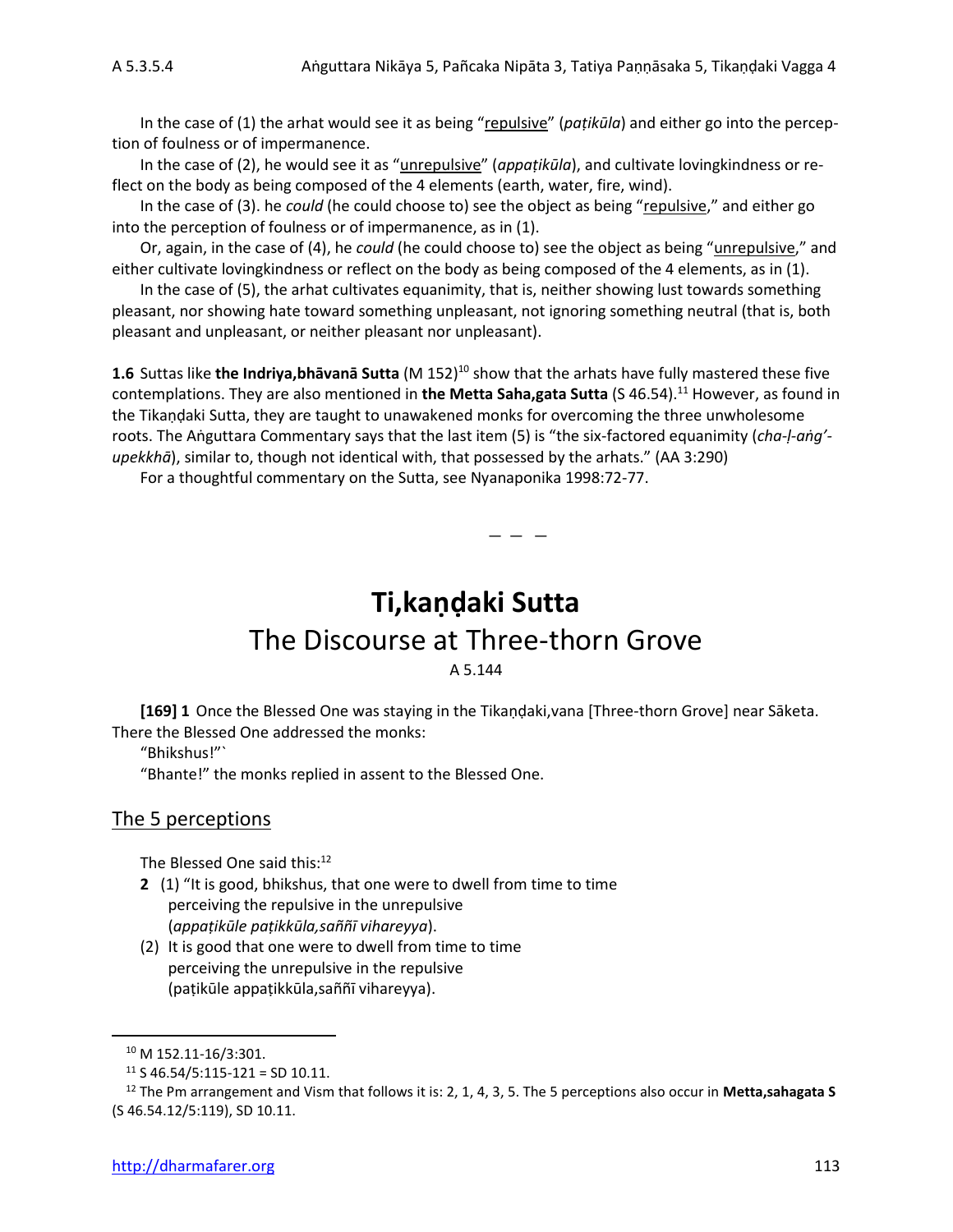In the case of (1) the arhat would see it as being "repulsive" (*paṭikūla*) and either go into the perception of foulness or of impermanence.

In the case of (2), he would see it as "unrepulsive" (*appaṭikūla*), and cultivate lovingkindness or reflect on the body as being composed of the 4 elements (earth, water, fire, wind).

In the case of (3). he *could* (he could choose to) see the object as being "repulsive," and either go into the perception of foulness or of impermanence, as in (1).

Or, again, in the case of (4), he *could* (he could choose to) see the object as being "unrepulsive," and either cultivate lovingkindness or reflect on the body as being composed of the 4 elements, as in (1).

In the case of (5), the arhat cultivates equanimity, that is, neither showing lust towards something pleasant, nor showing hate toward something unpleasant, not ignoring something neutral (that is, both pleasant and unpleasant, or neither pleasant nor unpleasant).

**1.6** Suttas like **the Indriya,bhāvanā Sutta** (M 152)[10] show that the arhats have fully mastered these five contemplations. They are also mentioned in **the Metta Saha,gata Sutta** (S 46.54).[11] However, as found in the Tikaṇḍaki Sutta, they are taught to unawakened monks for overcoming the three unwholesome roots. The Aṅguttara Commentary says that the last item (5) is "the six-factored equanimity (*cha-ḷ-aṅg'-upekkhā*), similar to, though not identical with, that possessed by the arhats." (AA 3:290)

For a thoughtful commentary on the Sutta, see Nyanaponika 1998:72-77.

— — —

# Ti,kaṇḍaki Sutta

## The Discourse at Three-thorn Grove

A 5.144

**[169] 1** Once the Blessed One was staying in the Tikaṇḍaki,vana [Three-thorn Grove] near Sāketa. There the Blessed One addressed the monks:

"Bhikshus!"`

"Bhante!" the monks replied in assent to the Blessed One.

## The 5 perceptions

The Blessed One said this:[12]

**2** (1) "It is good, bhikshus, that one were to dwell from time to time perceiving the repulsive in the unrepulsive (*appaṭikūle paṭikkūla,saññī vihareyya*).

(2) It is good that one were to dwell from time to time perceiving the unrepulsive in the repulsive (paṭikūle appaṭikkūla,saññī vihareyya).

---

[10] M 152.11-16/3:301.

[11] S 46.54/5:115-121 = SD 10.11.

[12] The Pm arrangement and Vism that follows it is: 2, 1, 4, 3, 5. The 5 perceptions also occur in **Metta,sahagata S** (S 46.54.12/5:119), SD 10.11.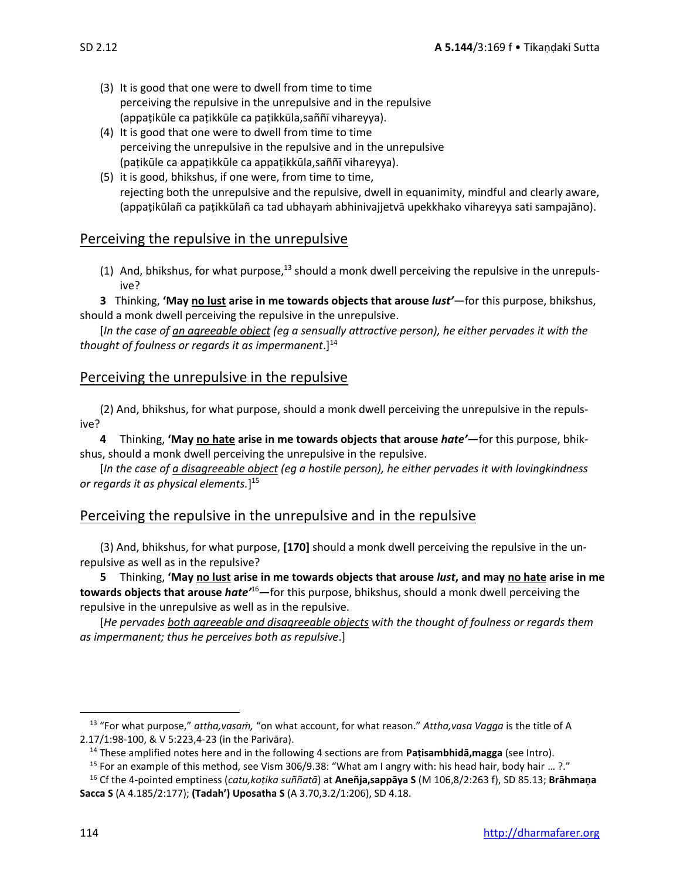(3) It is good that one were to dwell from time to time
perceiving the repulsive in the unrepulsive and in the repulsive
(appaṭikūle ca paṭikkūle ca paṭikkūla,saññī vihareyya).

(4) It is good that one were to dwell from time to time
perceiving the unrepulsive in the repulsive and in the unrepulsive
(paṭikūle ca appaṭikkūle ca appaṭikkūla,saññī vihareyya).

(5) it is good, bhikshus, if one were, from time to time,
rejecting both the unrepulsive and the repulsive, dwell in equanimity, mindful and clearly aware,
(appaṭikūlañ ca paṭikkūlañ ca tad ubhayaṁ abhinivajjetvā upekkhako vihareyya sati sampajāno).

## Perceiving the repulsive in the unrepulsive

(1) And, bhikshus, for what purpose,[13] should a monk dwell perceiving the repulsive in the unrepulsive?

**3** Thinking, **'May <u>no lust</u> arise in me towards objects that arouse *lust*'**—for this purpose, bhikshus, should a monk dwell perceiving the repulsive in the unrepulsive.

[*In the case of <u>an agreeable object</u> (eg a sensually attractive person), he either pervades it with the thought of foulness or regards it as impermanent*.][14]

## Perceiving the unrepulsive in the repulsive

(2) And, bhikshus, for what purpose, should a monk dwell perceiving the unrepulsive in the repulsive?

**4** Thinking, **'May <u>no hate</u> arise in me towards objects that arouse *hate*'—**for this purpose, bhikshus, should a monk dwell perceiving the unrepulsive in the repulsive.

[*In the case of <u>a disagreeable object</u> (eg a hostile person), he either pervades it with lovingkindness or regards it as physical elements.*][15]

## Perceiving the repulsive in the unrepulsive and in the repulsive

(3) And, bhikshus, for what purpose, **[170]** should a monk dwell perceiving the repulsive in the unrepulsive as well as in the repulsive?

**5** Thinking, **'May <u>no lust</u> arise in me towards objects that arouse *lust*, and may <u>no hate</u> arise in me towards objects that arouse *hate*'**[16]**—**for this purpose, bhikshus, should a monk dwell perceiving the repulsive in the unrepulsive as well as in the repulsive.

[*He pervades <u>both agreeable and disagreeable objects</u> with the thought of foulness or regards them as impermanent; thus he perceives both as repulsive*.]

---

[13] "For what purpose," *attha,vasaṁ,* "on what account, for what reason." *Attha,vasa Vagga* is the title of A 2.17/1:98-100, & V 5:223,4-23 (in the Parivāra).

[14] These amplified notes here and in the following 4 sections are from **Paṭisambhidā,magga** (see Intro).

[15] For an example of this method, see Vism 306/9.38: "What am I angry with: his head hair, body hair … ?."

[16] Cf the 4-pointed emptiness (*catu,koṭika suññatā*) at **Aneñja,sappāya S** (M 106,8/2:263 f), SD 85.13; **Brāhmaṇa Sacca S** (A 4.185/2:177); **(Tadah') Uposatha S** (A 3.70,3.2/1:206), SD 4.18.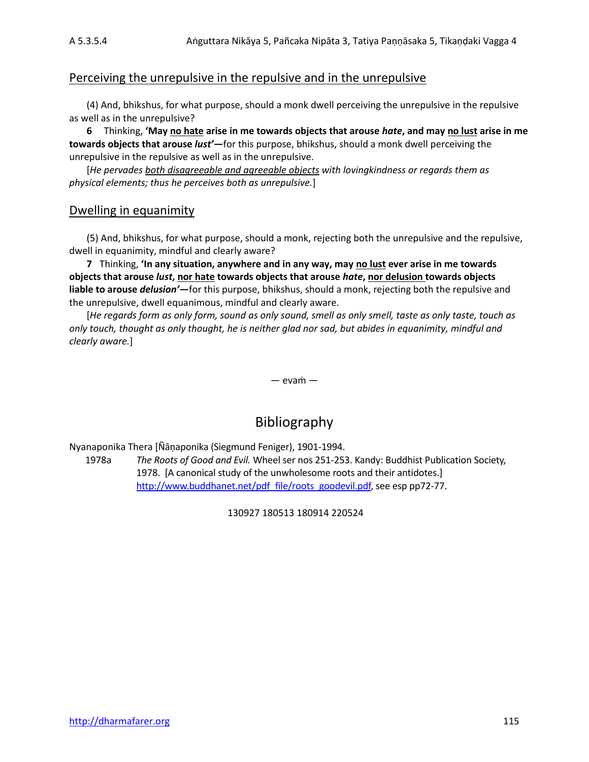## Perceiving the unrepulsive in the repulsive and in the unrepulsive

(4) And, bhikshus, for what purpose, should a monk dwell perceiving the unrepulsive in the repulsive as well as in the unrepulsive?

**6** Thinking, **'May no hate arise in me towards objects that arouse *hate*, and may no lust arise in me towards objects that arouse *lust*'—**for this purpose, bhikshus, should a monk dwell perceiving the unrepulsive in the repulsive as well as in the unrepulsive.

[*He pervades both disagreeable and agreeable objects with lovingkindness or regards them as physical elements; thus he perceives both as unrepulsive.*]

## Dwelling in equanimity

(5) And, bhikshus, for what purpose, should a monk, rejecting both the unrepulsive and the repulsive, dwell in equanimity, mindful and clearly aware?

**7** Thinking, **'In any situation, anywhere and in any way, may no lust ever arise in me towards objects that arouse *lust*, nor hate towards objects that arouse *hate*, nor delusion towards objects liable to arouse *delusion*'—**for this purpose, bhikshus, should a monk, rejecting both the repulsive and the unrepulsive, dwell equanimous, mindful and clearly aware.

[*He regards form as only form, sound as only sound, smell as only smell, taste as only taste, touch as only touch, thought as only thought, he is neither glad nor sad, but abides in equanimity, mindful and clearly aware.*]

— evaṁ —

# Bibliography

Nyanaponika Thera [Ñāṇaponika (Siegmund Feniger), 1901-1994.

1978a *The Roots of Good and Evil.* Wheel ser nos 251-253. Kandy: Buddhist Publication Society, 1978. [A canonical study of the unwholesome roots and their antidotes.] http://www.buddhanet.net/pdf_file/roots_goodevil.pdf, see esp pp72-77.

130927 180513 180914 220524